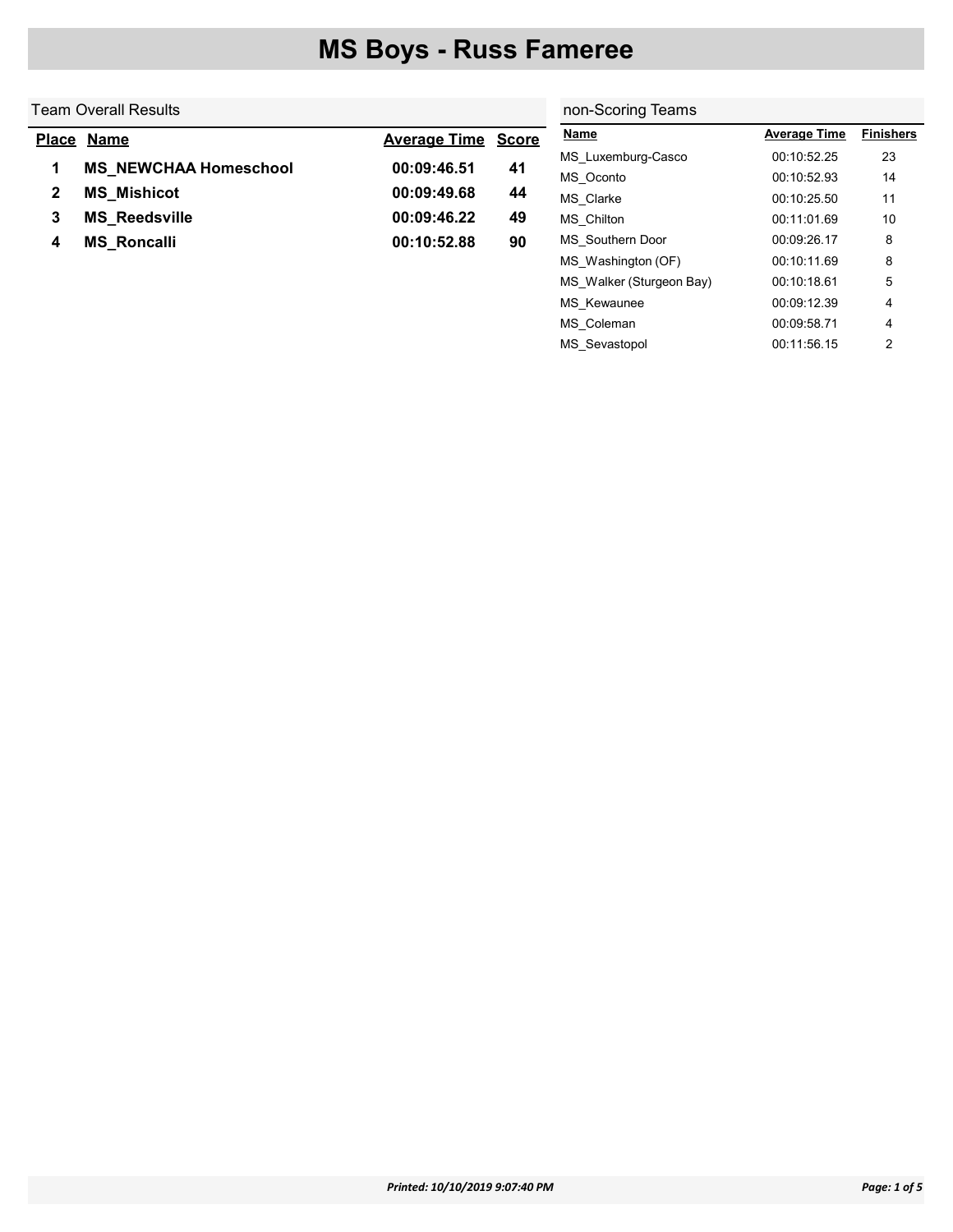# MS Boys - Russ Fameree

## Team Overall Results

| Place | Name | Average Time | Score |
|---|---|---|---|
| 1 | **MS_NEWCHAA Homeschool** | 00:09:46.51 | 41 |
| 2 | **MS_Mishicot** | 00:09:49.68 | 44 |
| 3 | **MS_Reedsville** | 00:09:46.22 | 49 |
| 4 | **MS_Roncalli** | 00:10:52.88 | 90 |

## non-Scoring Teams

| Name | Average Time | Finishers |
|---|---|---|
| MS_Luxemburg-Casco | 00:10:52.25 | 23 |
| MS_Oconto | 00:10:52.93 | 14 |
| MS_Clarke | 00:10:25.50 | 11 |
| MS_Chilton | 00:11:01.69 | 10 |
| MS_Southern Door | 00:09:26.17 | 8 |
| MS_Washington (OF) | 00:10:11.69 | 8 |
| MS_Walker (Sturgeon Bay) | 00:10:18.61 | 5 |
| MS_Kewaunee | 00:09:12.39 | 4 |
| MS_Coleman | 00:09:58.71 | 4 |
| MS_Sevastopol | 00:11:56.15 | 2 |

*Printed: 10/10/2019 9:07:40 PM*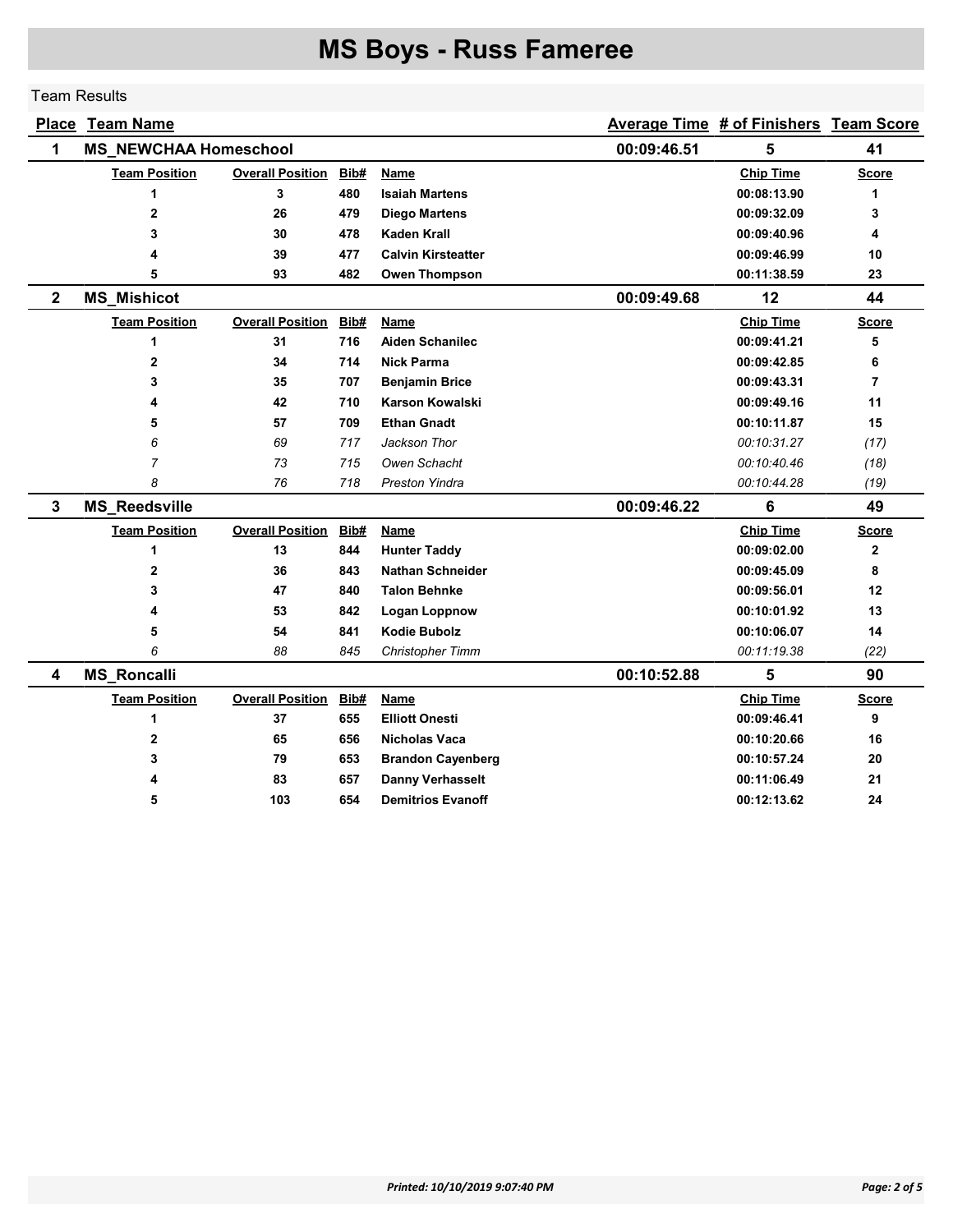# MS Boys - Russ Fameree

## Team Results

| Place | Team Name | Average Time | # of Finishers | Team Score |
|---|---|---|---|---|
| 1 | MS_NEWCHAA Homeschool | 00:09:46.51 | 5 | 41 |

| Team Position | Overall Position | Bib# | Name | Chip Time | Score |
|---|---|---|---|---|---|
| 1 | 3 | 480 | Isaiah Martens | 00:08:13.90 | 1 |
| 2 | 26 | 479 | Diego Martens | 00:09:32.09 | 3 |
| 3 | 30 | 478 | Kaden Krall | 00:09:40.96 | 4 |
| 4 | 39 | 477 | Calvin Kirsteatter | 00:09:46.99 | 10 |
| 5 | 93 | 482 | Owen Thompson | 00:11:38.59 | 23 |

| Place | Team Name | Average Time | # of Finishers | Team Score |
|---|---|---|---|---|
| 2 | MS_Mishicot | 00:09:49.68 | 12 | 44 |

| Team Position | Overall Position | Bib# | Name | Chip Time | Score |
|---|---|---|---|---|---|
| 1 | 31 | 716 | Aiden Schanilec | 00:09:41.21 | 5 |
| 2 | 34 | 714 | Nick Parma | 00:09:42.85 | 6 |
| 3 | 35 | 707 | Benjamin Brice | 00:09:43.31 | 7 |
| 4 | 42 | 710 | Karson Kowalski | 00:09:49.16 | 11 |
| 5 | 57 | 709 | Ethan Gnadt | 00:10:11.87 | 15 |
| *6* | *69* | *717* | *Jackson Thor* | *00:10:31.27* | *(17)* |
| *7* | *73* | *715* | *Owen Schacht* | *00:10:40.46* | *(18)* |
| *8* | *76* | *718* | *Preston Yindra* | *00:10:44.28* | *(19)* |

| Place | Team Name | Average Time | # of Finishers | Team Score |
|---|---|---|---|---|
| 3 | MS_Reedsville | 00:09:46.22 | 6 | 49 |

| Team Position | Overall Position | Bib# | Name | Chip Time | Score |
|---|---|---|---|---|---|
| 1 | 13 | 844 | Hunter Taddy | 00:09:02.00 | 2 |
| 2 | 36 | 843 | Nathan Schneider | 00:09:45.09 | 8 |
| 3 | 47 | 840 | Talon Behnke | 00:09:56.01 | 12 |
| 4 | 53 | 842 | Logan Loppnow | 00:10:01.92 | 13 |
| 5 | 54 | 841 | Kodie Bubolz | 00:10:06.07 | 14 |
| *6* | *88* | *845* | *Christopher Timm* | *00:11:19.38* | *(22)* |

| Place | Team Name | Average Time | # of Finishers | Team Score |
|---|---|---|---|---|
| 4 | MS_Roncalli | 00:10:52.88 | 5 | 90 |

| Team Position | Overall Position | Bib# | Name | Chip Time | Score |
|---|---|---|---|---|---|
| 1 | 37 | 655 | Elliott Onesti | 00:09:46.41 | 9 |
| 2 | 65 | 656 | Nicholas Vaca | 00:10:20.66 | 16 |
| 3 | 79 | 653 | Brandon Cayenberg | 00:10:57.24 | 20 |
| 4 | 83 | 657 | Danny Verhasselt | 00:11:06.49 | 21 |
| 5 | 103 | 654 | Demitrios Evanoff | 00:12:13.62 | 24 |

*Printed: 10/10/2019 9:07:40 PM*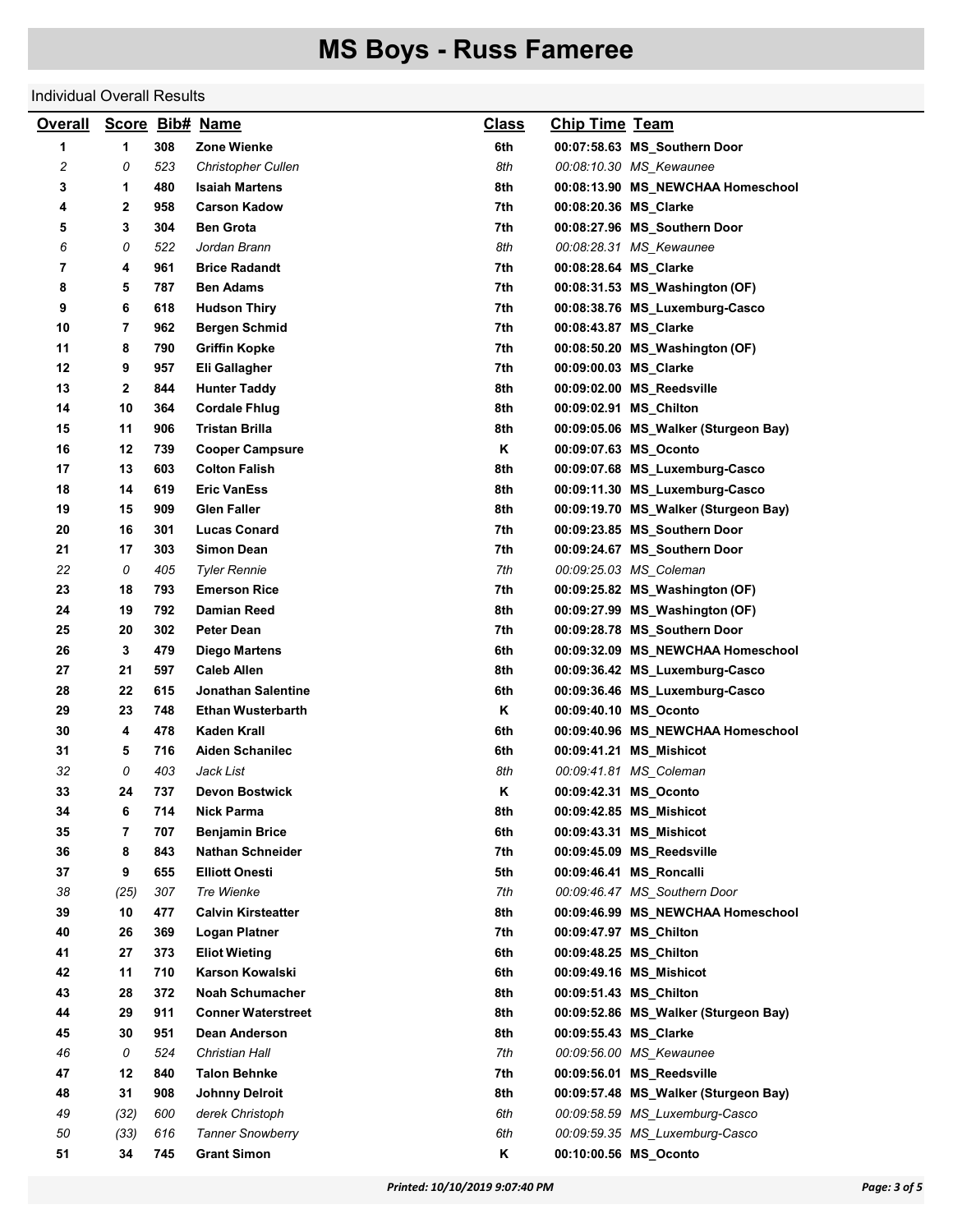# MS Boys - Russ Fameree

Individual Overall Results

| Overall | Score | Bib# | Name | Class | Chip Time | Team |
|---|---|---|---|---|---|---|
| **1** | **1** | **308** | **Zone Wienke** | **6th** | **00:07:58.63** | **MS_Southern Door** |
| *2* | *0* | *523* | *Christopher Cullen* | *8th* | *00:08:10.30* | *MS_Kewaunee* |
| **3** | **1** | **480** | **Isaiah Martens** | **8th** | **00:08:13.90** | **MS_NEWCHAA Homeschool** |
| **4** | **2** | **958** | **Carson Kadow** | **7th** | **00:08:20.36** | **MS_Clarke** |
| **5** | **3** | **304** | **Ben Grota** | **7th** | **00:08:27.96** | **MS_Southern Door** |
| *6* | *0* | *522* | *Jordan Brann* | *8th* | *00:08:28.31* | *MS_Kewaunee* |
| **7** | **4** | **961** | **Brice Radandt** | **7th** | **00:08:28.64** | **MS_Clarke** |
| **8** | **5** | **787** | **Ben Adams** | **7th** | **00:08:31.53** | **MS_Washington (OF)** |
| **9** | **6** | **618** | **Hudson Thiry** | **7th** | **00:08:38.76** | **MS_Luxemburg-Casco** |
| **10** | **7** | **962** | **Bergen Schmid** | **7th** | **00:08:43.87** | **MS_Clarke** |
| **11** | **8** | **790** | **Griffin Kopke** | **7th** | **00:08:50.20** | **MS_Washington (OF)** |
| **12** | **9** | **957** | **Eli Gallagher** | **7th** | **00:09:00.03** | **MS_Clarke** |
| **13** | **2** | **844** | **Hunter Taddy** | **8th** | **00:09:02.00** | **MS_Reedsville** |
| **14** | **10** | **364** | **Cordale Fhlug** | **8th** | **00:09:02.91** | **MS_Chilton** |
| **15** | **11** | **906** | **Tristan Brilla** | **8th** | **00:09:05.06** | **MS_Walker (Sturgeon Bay)** |
| **16** | **12** | **739** | **Cooper Campsure** | **K** | **00:09:07.63** | **MS_Oconto** |
| **17** | **13** | **603** | **Colton Falish** | **8th** | **00:09:07.68** | **MS_Luxemburg-Casco** |
| **18** | **14** | **619** | **Eric VanEss** | **8th** | **00:09:11.30** | **MS_Luxemburg-Casco** |
| **19** | **15** | **909** | **Glen Faller** | **8th** | **00:09:19.70** | **MS_Walker (Sturgeon Bay)** |
| **20** | **16** | **301** | **Lucas Conard** | **7th** | **00:09:23.85** | **MS_Southern Door** |
| **21** | **17** | **303** | **Simon Dean** | **7th** | **00:09:24.67** | **MS_Southern Door** |
| *22* | *0* | *405* | *Tyler Rennie* | *7th* | *00:09:25.03* | *MS_Coleman* |
| **23** | **18** | **793** | **Emerson Rice** | **7th** | **00:09:25.82** | **MS_Washington (OF)** |
| **24** | **19** | **792** | **Damian Reed** | **8th** | **00:09:27.99** | **MS_Washington (OF)** |
| **25** | **20** | **302** | **Peter Dean** | **7th** | **00:09:28.78** | **MS_Southern Door** |
| **26** | **3** | **479** | **Diego Martens** | **6th** | **00:09:32.09** | **MS_NEWCHAA Homeschool** |
| **27** | **21** | **597** | **Caleb Allen** | **8th** | **00:09:36.42** | **MS_Luxemburg-Casco** |
| **28** | **22** | **615** | **Jonathan Salentine** | **6th** | **00:09:36.46** | **MS_Luxemburg-Casco** |
| **29** | **23** | **748** | **Ethan Wusterbarth** | **K** | **00:09:40.10** | **MS_Oconto** |
| **30** | **4** | **478** | **Kaden Krall** | **6th** | **00:09:40.96** | **MS_NEWCHAA Homeschool** |
| **31** | **5** | **716** | **Aiden Schanilec** | **6th** | **00:09:41.21** | **MS_Mishicot** |
| *32* | *0* | *403* | *Jack List* | *8th* | *00:09:41.81* | *MS_Coleman* |
| **33** | **24** | **737** | **Devon Bostwick** | **K** | **00:09:42.31** | **MS_Oconto** |
| **34** | **6** | **714** | **Nick Parma** | **8th** | **00:09:42.85** | **MS_Mishicot** |
| **35** | **7** | **707** | **Benjamin Brice** | **6th** | **00:09:43.31** | **MS_Mishicot** |
| **36** | **8** | **843** | **Nathan Schneider** | **7th** | **00:09:45.09** | **MS_Reedsville** |
| **37** | **9** | **655** | **Elliott Onesti** | **5th** | **00:09:46.41** | **MS_Roncalli** |
| *38* | *(25)* | *307* | *Tre Wienke* | *7th* | *00:09:46.47* | *MS_Southern Door* |
| **39** | **10** | **477** | **Calvin Kirsteatter** | **8th** | **00:09:46.99** | **MS_NEWCHAA Homeschool** |
| **40** | **26** | **369** | **Logan Platner** | **7th** | **00:09:47.97** | **MS_Chilton** |
| **41** | **27** | **373** | **Eliot Wieting** | **6th** | **00:09:48.25** | **MS_Chilton** |
| **42** | **11** | **710** | **Karson Kowalski** | **6th** | **00:09:49.16** | **MS_Mishicot** |
| **43** | **28** | **372** | **Noah Schumacher** | **8th** | **00:09:51.43** | **MS_Chilton** |
| **44** | **29** | **911** | **Conner Waterstreet** | **8th** | **00:09:52.86** | **MS_Walker (Sturgeon Bay)** |
| **45** | **30** | **951** | **Dean Anderson** | **8th** | **00:09:55.43** | **MS_Clarke** |
| *46* | *0* | *524* | *Christian Hall* | *7th* | *00:09:56.00* | *MS_Kewaunee* |
| **47** | **12** | **840** | **Talon Behnke** | **7th** | **00:09:56.01** | **MS_Reedsville** |
| **48** | **31** | **908** | **Johnny Delroit** | **8th** | **00:09:57.48** | **MS_Walker (Sturgeon Bay)** |
| *49* | *(32)* | *600* | *derek Christoph* | *6th* | *00:09:58.59* | *MS_Luxemburg-Casco* |
| *50* | *(33)* | *616* | *Tanner Snowberry* | *6th* | *00:09:59.35* | *MS_Luxemburg-Casco* |
| **51** | **34** | **745** | **Grant Simon** | **K** | **00:10:00.56** | **MS_Oconto** |

*Printed: 10/10/2019 9:07:40 PM*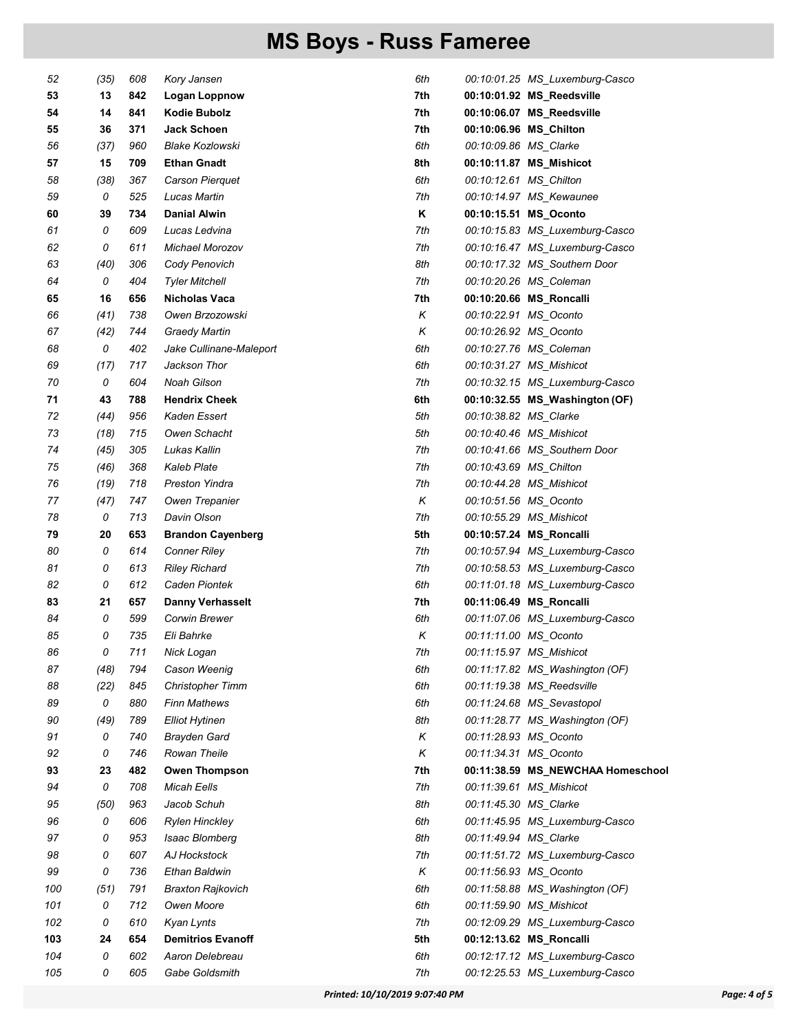# MS Boys - Russ Fameree

| | | | | | | |
|---|---|---|---|---|---|---|
| *52* | *(35)* | *608* | *Kory Jansen* | *6th* | *00:10:01.25* | *MS_Luxemburg-Casco* |
| **53** | **13** | **842** | **Logan Loppnow** | **7th** | **00:10:01.92** | **MS_Reedsville** |
| **54** | **14** | **841** | **Kodie Bubolz** | **7th** | **00:10:06.07** | **MS_Reedsville** |
| **55** | **36** | **371** | **Jack Schoen** | **7th** | **00:10:06.96** | **MS_Chilton** |
| *56* | *(37)* | *960* | *Blake Kozlowski* | *6th* | *00:10:09.86* | *MS_Clarke* |
| **57** | **15** | **709** | **Ethan Gnadt** | **8th** | **00:10:11.87** | **MS_Mishicot** |
| *58* | *(38)* | *367* | *Carson Pierquet* | *6th* | *00:10:12.61* | *MS_Chilton* |
| *59* | *0* | *525* | *Lucas Martin* | *7th* | *00:10:14.97* | *MS_Kewaunee* |
| **60** | **39** | **734** | **Danial Alwin** | **K** | **00:10:15.51** | **MS_Oconto** |
| *61* | *0* | *609* | *Lucas Ledvina* | *7th* | *00:10:15.83* | *MS_Luxemburg-Casco* |
| *62* | *0* | *611* | *Michael Morozov* | *7th* | *00:10:16.47* | *MS_Luxemburg-Casco* |
| *63* | *(40)* | *306* | *Cody Penovich* | *8th* | *00:10:17.32* | *MS_Southern Door* |
| *64* | *0* | *404* | *Tyler Mitchell* | *7th* | *00:10:20.26* | *MS_Coleman* |
| **65** | **16** | **656** | **Nicholas Vaca** | **7th** | **00:10:20.66** | **MS_Roncalli** |
| *66* | *(41)* | *738* | *Owen Brzozowski* | *K* | *00:10:22.91* | *MS_Oconto* |
| *67* | *(42)* | *744* | *Graedy Martin* | *K* | *00:10:26.92* | *MS_Oconto* |
| *68* | *0* | *402* | *Jake Cullinane-Maleport* | *6th* | *00:10:27.76* | *MS_Coleman* |
| *69* | *(17)* | *717* | *Jackson Thor* | *6th* | *00:10:31.27* | *MS_Mishicot* |
| *70* | *0* | *604* | *Noah Gilson* | *7th* | *00:10:32.15* | *MS_Luxemburg-Casco* |
| **71** | **43** | **788** | **Hendrix Cheek** | **6th** | **00:10:32.55** | **MS_Washington (OF)** |
| *72* | *(44)* | *956* | *Kaden Essert* | *5th* | *00:10:38.82* | *MS_Clarke* |
| *73* | *(18)* | *715* | *Owen Schacht* | *5th* | *00:10:40.46* | *MS_Mishicot* |
| *74* | *(45)* | *305* | *Lukas Kallin* | *7th* | *00:10:41.66* | *MS_Southern Door* |
| *75* | *(46)* | *368* | *Kaleb Plate* | *7th* | *00:10:43.69* | *MS_Chilton* |
| *76* | *(19)* | *718* | *Preston Yindra* | *7th* | *00:10:44.28* | *MS_Mishicot* |
| *77* | *(47)* | *747* | *Owen Trepanier* | *K* | *00:10:51.56* | *MS_Oconto* |
| *78* | *0* | *713* | *Davin Olson* | *7th* | *00:10:55.29* | *MS_Mishicot* |
| **79** | **20** | **653** | **Brandon Cayenberg** | **5th** | **00:10:57.24** | **MS_Roncalli** |
| *80* | *0* | *614* | *Conner Riley* | *7th* | *00:10:57.94* | *MS_Luxemburg-Casco* |
| *81* | *0* | *613* | *Riley Richard* | *7th* | *00:10:58.53* | *MS_Luxemburg-Casco* |
| *82* | *0* | *612* | *Caden Piontek* | *6th* | *00:11:01.18* | *MS_Luxemburg-Casco* |
| **83** | **21** | **657** | **Danny Verhasselt** | **7th** | **00:11:06.49** | **MS_Roncalli** |
| *84* | *0* | *599* | *Corwin Brewer* | *6th* | *00:11:07.06* | *MS_Luxemburg-Casco* |
| *85* | *0* | *735* | *Eli Bahrke* | *K* | *00:11:11.00* | *MS_Oconto* |
| *86* | *0* | *711* | *Nick Logan* | *7th* | *00:11:15.97* | *MS_Mishicot* |
| *87* | *(48)* | *794* | *Cason Weenig* | *6th* | *00:11:17.82* | *MS_Washington (OF)* |
| *88* | *(22)* | *845* | *Christopher Timm* | *6th* | *00:11:19.38* | *MS_Reedsville* |
| *89* | *0* | *880* | *Finn Mathews* | *6th* | *00:11:24.68* | *MS_Sevastopol* |
| *90* | *(49)* | *789* | *Elliot Hytinen* | *8th* | *00:11:28.77* | *MS_Washington (OF)* |
| *91* | *0* | *740* | *Brayden Gard* | *K* | *00:11:28.93* | *MS_Oconto* |
| *92* | *0* | *746* | *Rowan Theile* | *K* | *00:11:34.31* | *MS_Oconto* |
| **93** | **23** | **482** | **Owen Thompson** | **7th** | **00:11:38.59** | **MS_NEWCHAA Homeschool** |
| *94* | *0* | *708* | *Micah Eells* | *7th* | *00:11:39.61* | *MS_Mishicot* |
| *95* | *(50)* | *963* | *Jacob Schuh* | *8th* | *00:11:45.30* | *MS_Clarke* |
| *96* | *0* | *606* | *Rylen Hinckley* | *6th* | *00:11:45.95* | *MS_Luxemburg-Casco* |
| *97* | *0* | *953* | *Isaac Blomberg* | *8th* | *00:11:49.94* | *MS_Clarke* |
| *98* | *0* | *607* | *AJ Hockstock* | *7th* | *00:11:51.72* | *MS_Luxemburg-Casco* |
| *99* | *0* | *736* | *Ethan Baldwin* | *K* | *00:11:56.93* | *MS_Oconto* |
| *100* | *(51)* | *791* | *Braxton Rajkovich* | *6th* | *00:11:58.88* | *MS_Washington (OF)* |
| *101* | *0* | *712* | *Owen Moore* | *6th* | *00:11:59.90* | *MS_Mishicot* |
| *102* | *0* | *610* | *Kyan Lynts* | *7th* | *00:12:09.29* | *MS_Luxemburg-Casco* |
| **103** | **24** | **654** | **Demitrios Evanoff** | **5th** | **00:12:13.62** | **MS_Roncalli** |
| *104* | *0* | *602* | *Aaron Delebreau* | *6th* | *00:12:17.12* | *MS_Luxemburg-Casco* |
| *105* | *0* | *605* | *Gabe Goldsmith* | *7th* | *00:12:25.53* | *MS_Luxemburg-Casco* |

*Printed: 10/10/2019 9:07:40 PM*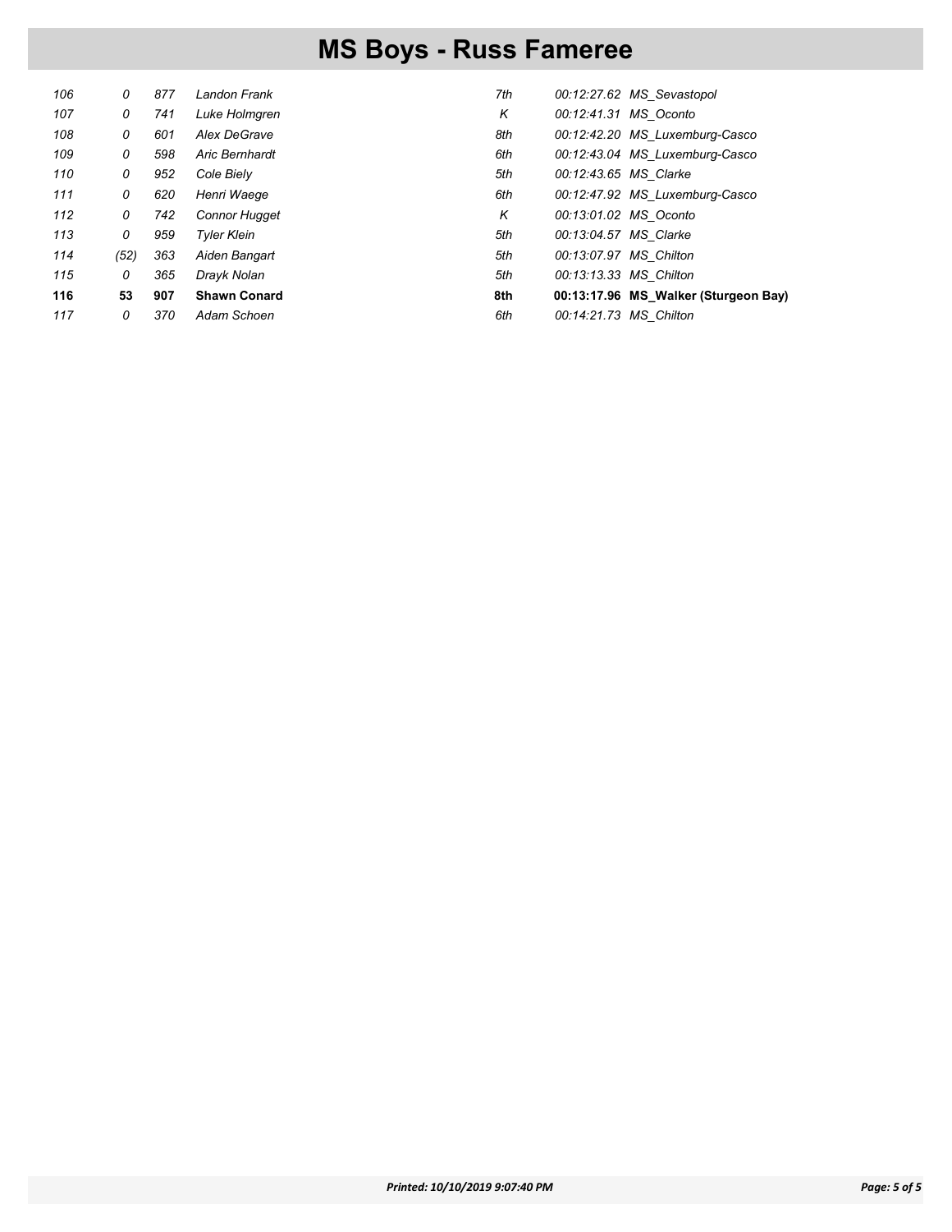# MS Boys - Russ Fameree

| | | | | | | |
|---|---|---|---|---|---|---|
| *106* | *0* | *877* | *Landon Frank* | *7th* | *00:12:27.62* | *MS_Sevastopol* |
| *107* | *0* | *741* | *Luke Holmgren* | *K* | *00:12:41.31* | *MS_Oconto* |
| *108* | *0* | *601* | *Alex DeGrave* | *8th* | *00:12:42.20* | *MS_Luxemburg-Casco* |
| *109* | *0* | *598* | *Aric Bernhardt* | *6th* | *00:12:43.04* | *MS_Luxemburg-Casco* |
| *110* | *0* | *952* | *Cole Biely* | *5th* | *00:12:43.65* | *MS_Clarke* |
| *111* | *0* | *620* | *Henri Waege* | *6th* | *00:12:47.92* | *MS_Luxemburg-Casco* |
| *112* | *0* | *742* | *Connor Hugget* | *K* | *00:13:01.02* | *MS_Oconto* |
| *113* | *0* | *959* | *Tyler Klein* | *5th* | *00:13:04.57* | *MS_Clarke* |
| *114* | *(52)* | *363* | *Aiden Bangart* | *5th* | *00:13:07.97* | *MS_Chilton* |
| *115* | *0* | *365* | *Drayk Nolan* | *5th* | *00:13:13.33* | *MS_Chilton* |
| **116** | **53** | **907** | **Shawn Conard** | **8th** | **00:13:17.96** | **MS_Walker (Sturgeon Bay)** |
| *117* | *0* | *370* | *Adam Schoen* | *6th* | *00:14:21.73* | *MS_Chilton* |

*Printed: 10/10/2019 9:07:40 PM*